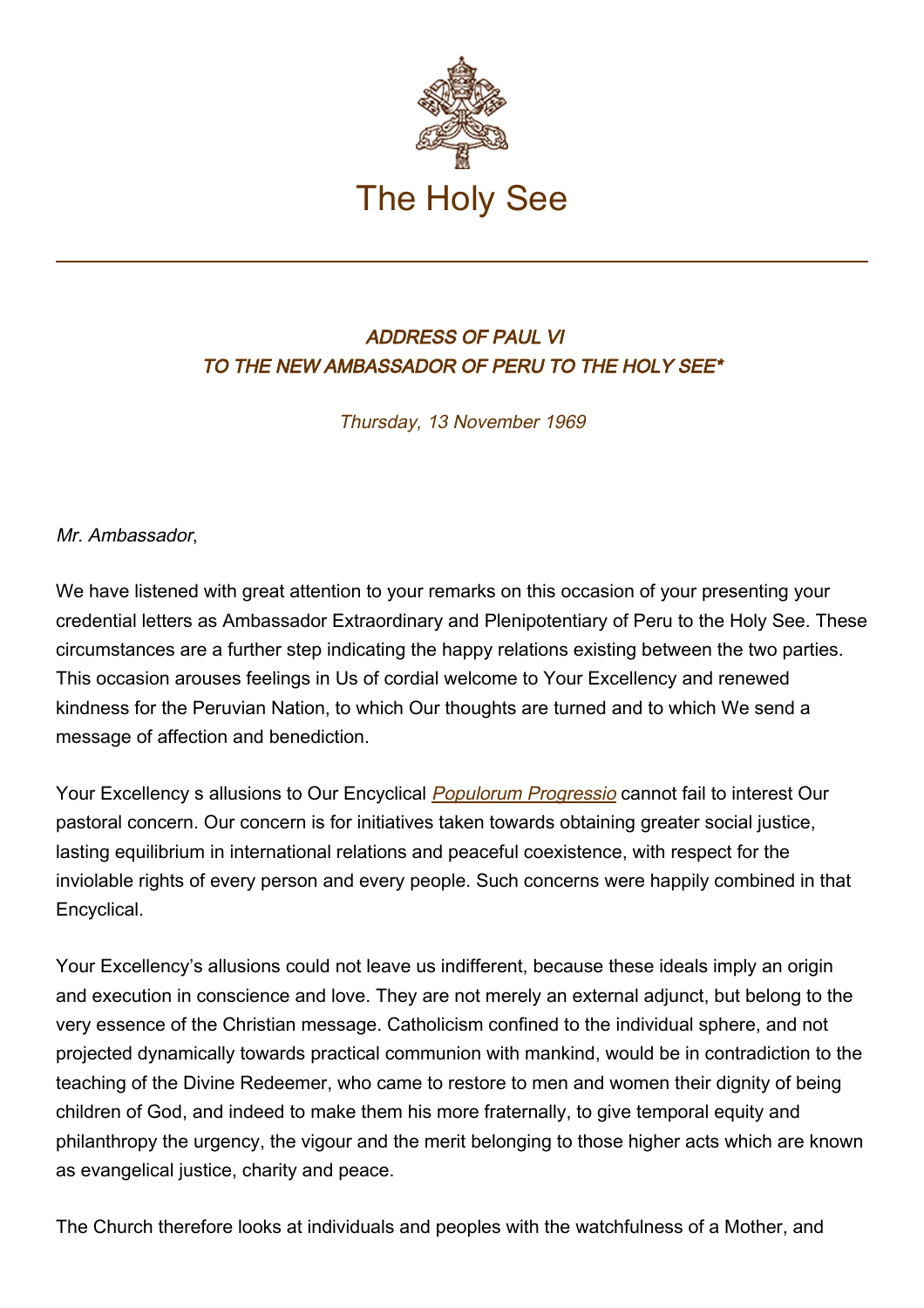The Holy See

## *ADDRESS OF PAUL VI*
## *TO THE NEW AMBASSADOR OF PERU TO THE HOLY SEE**

*Thursday, 13 November 1969*

*Mr. Ambassador*,

We have listened with great attention to your remarks on this occasion of your presenting your credential letters as Ambassador Extraordinary and Plenipotentiary of Peru to the Holy See. These circumstances are a further step indicating the happy relations existing between the two parties. This occasion arouses feelings in Us of cordial welcome to Your Excellency and renewed kindness for the Peruvian Nation, to which Our thoughts are turned and to which We send a message of affection and benediction.

Your Excellency s allusions to Our Encyclical *Populorum Progressio* cannot fail to interest Our pastoral concern. Our concern is for initiatives taken towards obtaining greater social justice, lasting equilibrium in international relations and peaceful coexistence, with respect for the inviolable rights of every person and every people. Such concerns were happily combined in that Encyclical.

Your Excellency's allusions could not leave us indifferent, because these ideals imply an origin and execution in conscience and love. They are not merely an external adjunct, but belong to the very essence of the Christian message. Catholicism confined to the individual sphere, and not projected dynamically towards practical communion with mankind, would be in contradiction to the teaching of the Divine Redeemer, who came to restore to men and women their dignity of being children of God, and indeed to make them his more fraternally, to give temporal equity and philanthropy the urgency, the vigour and the merit belonging to those higher acts which are known as evangelical justice, charity and peace.

The Church therefore looks at individuals and peoples with the watchfulness of a Mother, and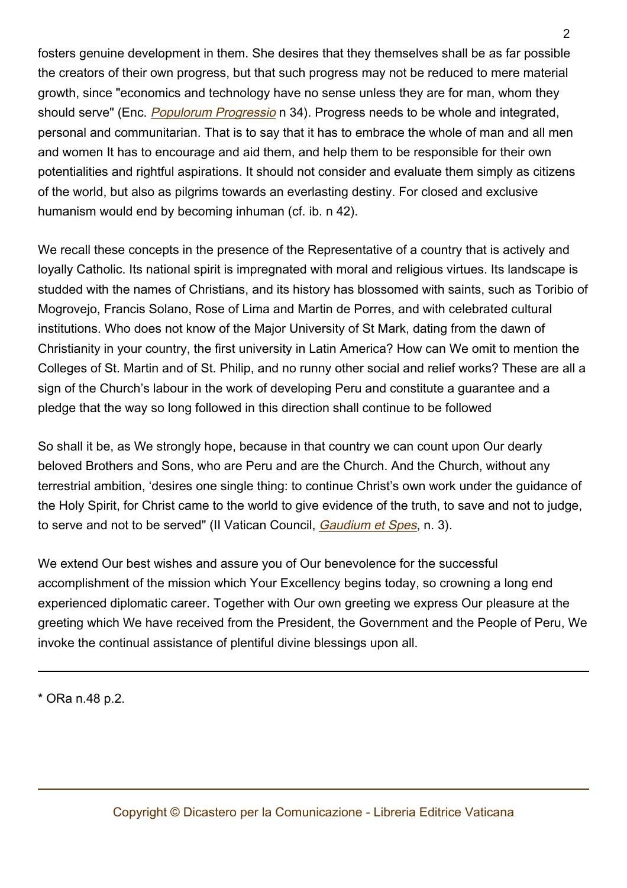fosters genuine development in them. She desires that they themselves shall be as far possible the creators of their own progress, but that such progress may not be reduced to mere material growth, since "economics and technology have no sense unless they are for man, whom they should serve" (Enc. *Populorum Progressio* n 34). Progress needs to be whole and integrated, personal and communitarian. That is to say that it has to embrace the whole of man and all men and women It has to encourage and aid them, and help them to be responsible for their own potentialities and rightful aspirations. It should not consider and evaluate them simply as citizens of the world, but also as pilgrims towards an everlasting destiny. For closed and exclusive humanism would end by becoming inhuman (cf. ib. n 42).

We recall these concepts in the presence of the Representative of a country that is actively and loyally Catholic. Its national spirit is impregnated with moral and religious virtues. Its landscape is studded with the names of Christians, and its history has blossomed with saints, such as Toribio of Mogrovejo, Francis Solano, Rose of Lima and Martin de Porres, and with celebrated cultural institutions. Who does not know of the Major University of St Mark, dating from the dawn of Christianity in your country, the first university in Latin America? How can We omit to mention the Colleges of St. Martin and of St. Philip, and no runny other social and relief works? These are all a sign of the Church's labour in the work of developing Peru and constitute a guarantee and a pledge that the way so long followed in this direction shall continue to be followed

So shall it be, as We strongly hope, because in that country we can count upon Our dearly beloved Brothers and Sons, who are Peru and are the Church. And the Church, without any terrestrial ambition, 'desires one single thing: to continue Christ's own work under the guidance of the Holy Spirit, for Christ came to the world to give evidence of the truth, to save and not to judge, to serve and not to be served" (II Vatican Council, *Gaudium et Spes*, n. 3).

We extend Our best wishes and assure you of Our benevolence for the successful accomplishment of the mission which Your Excellency begins today, so crowning a long end experienced diplomatic career. Together with Our own greeting we express Our pleasure at the greeting which We have received from the President, the Government and the People of Peru, We invoke the continual assistance of plentiful divine blessings upon all.

---

* ORa n.48 p.2.

Copyright © Dicastero per la Comunicazione - Libreria Editrice Vaticana